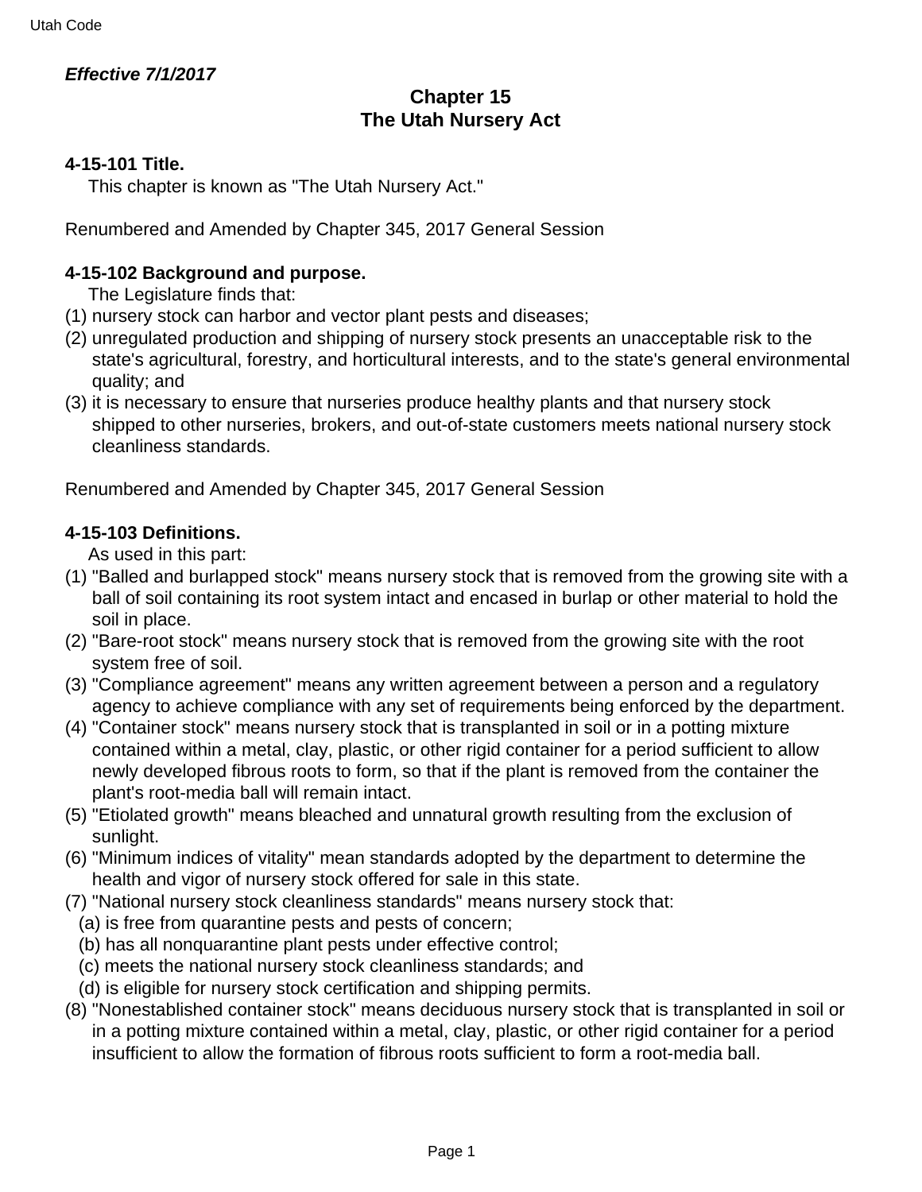*Effective 7/1/2017*

# Chapter 15
# The Utah Nursery Act

### 4-15-101 Title.

This chapter is known as "The Utah Nursery Act."

Renumbered and Amended by Chapter 345, 2017 General Session

### 4-15-102 Background and purpose.

The Legislature finds that:

(1) nursery stock can harbor and vector plant pests and diseases;

(2) unregulated production and shipping of nursery stock presents an unacceptable risk to the state's agricultural, forestry, and horticultural interests, and to the state's general environmental quality; and

(3) it is necessary to ensure that nurseries produce healthy plants and that nursery stock shipped to other nurseries, brokers, and out-of-state customers meets national nursery stock cleanliness standards.

Renumbered and Amended by Chapter 345, 2017 General Session

### 4-15-103 Definitions.

As used in this part:

(1) "Balled and burlapped stock" means nursery stock that is removed from the growing site with a ball of soil containing its root system intact and encased in burlap or other material to hold the soil in place.

(2) "Bare-root stock" means nursery stock that is removed from the growing site with the root system free of soil.

(3) "Compliance agreement" means any written agreement between a person and a regulatory agency to achieve compliance with any set of requirements being enforced by the department.

(4) "Container stock" means nursery stock that is transplanted in soil or in a potting mixture contained within a metal, clay, plastic, or other rigid container for a period sufficient to allow newly developed fibrous roots to form, so that if the plant is removed from the container the plant's root-media ball will remain intact.

(5) "Etiolated growth" means bleached and unnatural growth resulting from the exclusion of sunlight.

(6) "Minimum indices of vitality" mean standards adopted by the department to determine the health and vigor of nursery stock offered for sale in this state.

(7) "National nursery stock cleanliness standards" means nursery stock that:

  (a) is free from quarantine pests and pests of concern;

  (b) has all nonquarantine plant pests under effective control;

  (c) meets the national nursery stock cleanliness standards; and

  (d) is eligible for nursery stock certification and shipping permits.

(8) "Nonestablished container stock" means deciduous nursery stock that is transplanted in soil or in a potting mixture contained within a metal, clay, plastic, or other rigid container for a period insufficient to allow the formation of fibrous roots sufficient to form a root-media ball.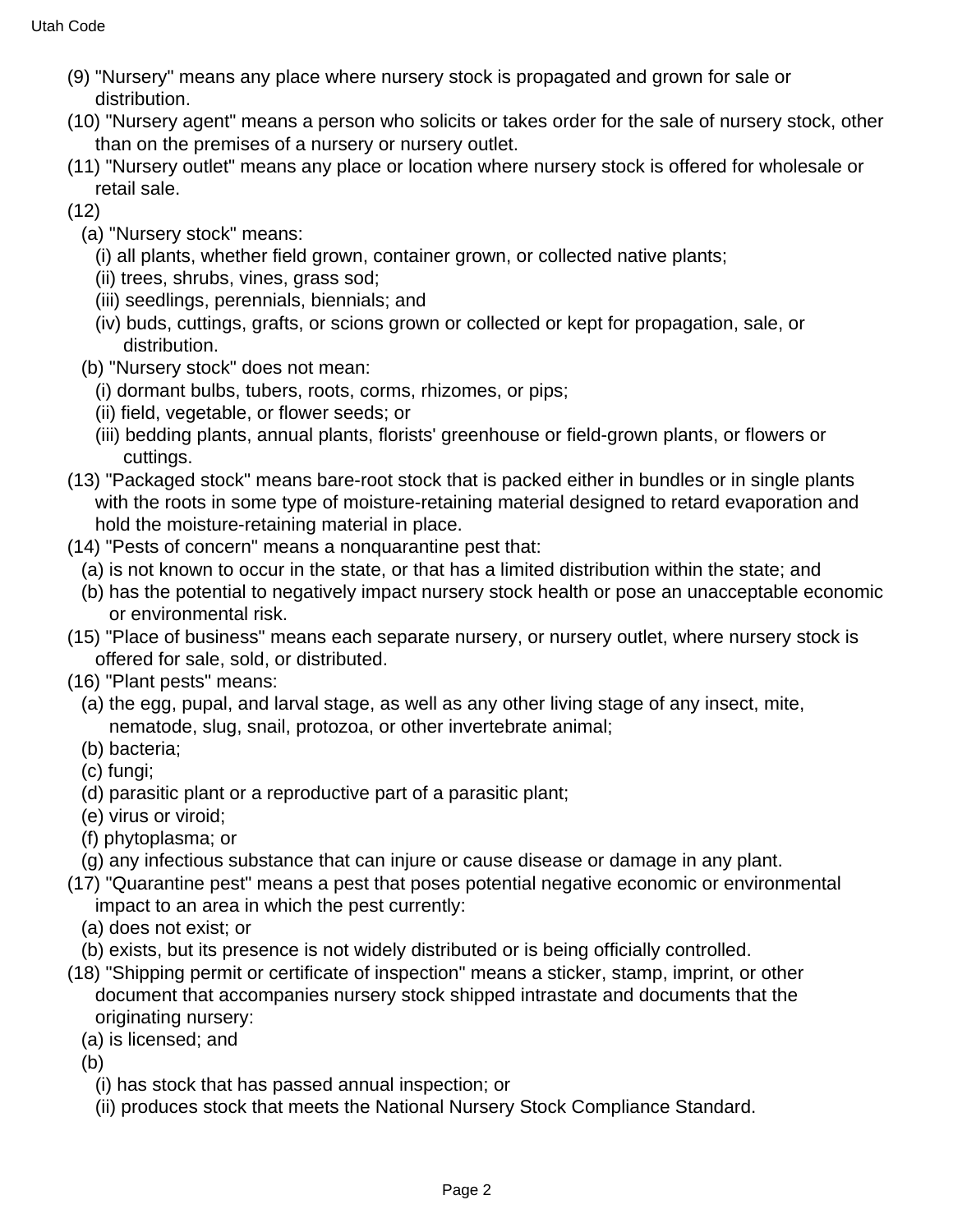(9) "Nursery" means any place where nursery stock is propagated and grown for sale or distribution.

(10) "Nursery agent" means a person who solicits or takes order for the sale of nursery stock, other than on the premises of a nursery or nursery outlet.

(11) "Nursery outlet" means any place or location where nursery stock is offered for wholesale or retail sale.

(12)

(a) "Nursery stock" means:

(i) all plants, whether field grown, container grown, or collected native plants;

(ii) trees, shrubs, vines, grass sod;

(iii) seedlings, perennials, biennials; and

(iv) buds, cuttings, grafts, or scions grown or collected or kept for propagation, sale, or distribution.

(b) "Nursery stock" does not mean:

(i) dormant bulbs, tubers, roots, corms, rhizomes, or pips;

(ii) field, vegetable, or flower seeds; or

(iii) bedding plants, annual plants, florists' greenhouse or field-grown plants, or flowers or cuttings.

(13) "Packaged stock" means bare-root stock that is packed either in bundles or in single plants with the roots in some type of moisture-retaining material designed to retard evaporation and hold the moisture-retaining material in place.

(14) "Pests of concern" means a nonquarantine pest that:

(a) is not known to occur in the state, or that has a limited distribution within the state; and

(b) has the potential to negatively impact nursery stock health or pose an unacceptable economic or environmental risk.

(15) "Place of business" means each separate nursery, or nursery outlet, where nursery stock is offered for sale, sold, or distributed.

(16) "Plant pests" means:

(a) the egg, pupal, and larval stage, as well as any other living stage of any insect, mite, nematode, slug, snail, protozoa, or other invertebrate animal;

(b) bacteria;

(c) fungi;

(d) parasitic plant or a reproductive part of a parasitic plant;

(e) virus or viroid;

(f) phytoplasma; or

(g) any infectious substance that can injure or cause disease or damage in any plant.

(17) "Quarantine pest" means a pest that poses potential negative economic or environmental impact to an area in which the pest currently:

(a) does not exist; or

(b) exists, but its presence is not widely distributed or is being officially controlled.

(18) "Shipping permit or certificate of inspection" means a sticker, stamp, imprint, or other document that accompanies nursery stock shipped intrastate and documents that the originating nursery:

(a) is licensed; and

(b)

(i) has stock that has passed annual inspection; or

(ii) produces stock that meets the National Nursery Stock Compliance Standard.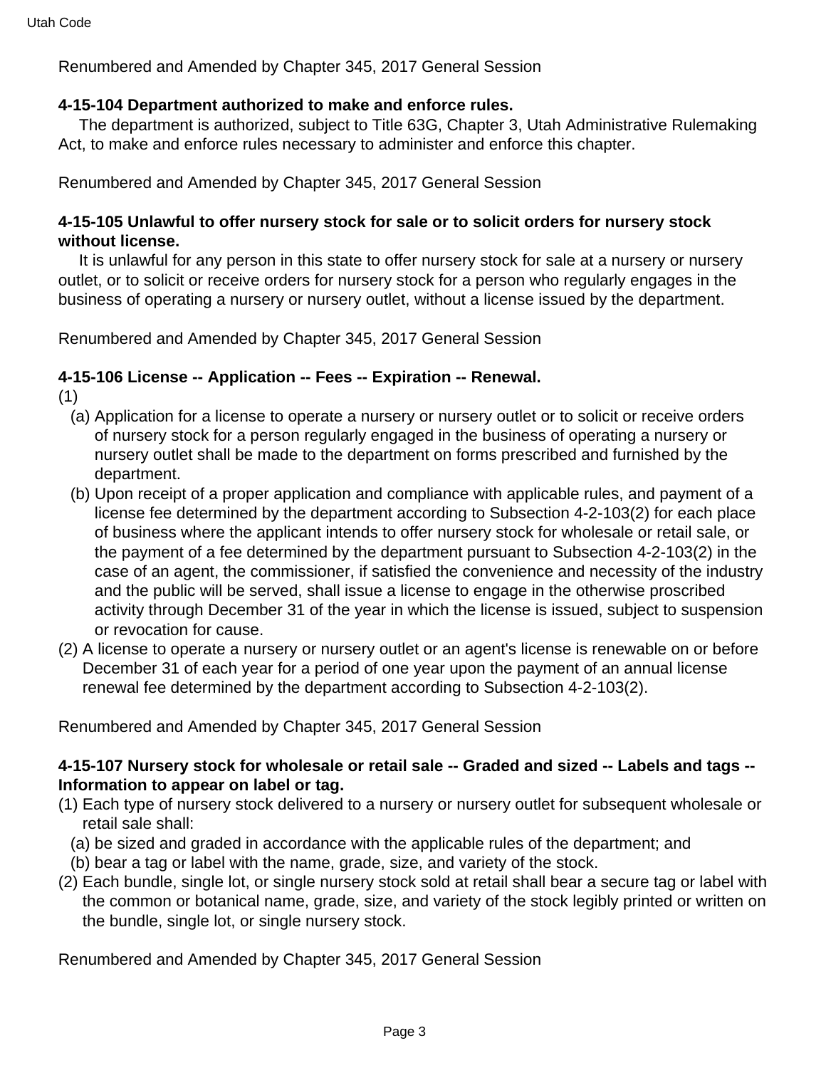Renumbered and Amended by Chapter 345, 2017 General Session

**4-15-104 Department authorized to make and enforce rules.**

The department is authorized, subject to Title 63G, Chapter 3, Utah Administrative Rulemaking Act, to make and enforce rules necessary to administer and enforce this chapter.

Renumbered and Amended by Chapter 345, 2017 General Session

**4-15-105 Unlawful to offer nursery stock for sale or to solicit orders for nursery stock without license.**

It is unlawful for any person in this state to offer nursery stock for sale at a nursery or nursery outlet, or to solicit or receive orders for nursery stock for a person who regularly engages in the business of operating a nursery or nursery outlet, without a license issued by the department.

Renumbered and Amended by Chapter 345, 2017 General Session

**4-15-106 License -- Application -- Fees -- Expiration -- Renewal.**

(1)
- (a) Application for a license to operate a nursery or nursery outlet or to solicit or receive orders of nursery stock for a person regularly engaged in the business of operating a nursery or nursery outlet shall be made to the department on forms prescribed and furnished by the department.
- (b) Upon receipt of a proper application and compliance with applicable rules, and payment of a license fee determined by the department according to Subsection 4-2-103(2) for each place of business where the applicant intends to offer nursery stock for wholesale or retail sale, or the payment of a fee determined by the department pursuant to Subsection 4-2-103(2) in the case of an agent, the commissioner, if satisfied the convenience and necessity of the industry and the public will be served, shall issue a license to engage in the otherwise proscribed activity through December 31 of the year in which the license is issued, subject to suspension or revocation for cause.

(2) A license to operate a nursery or nursery outlet or an agent's license is renewable on or before December 31 of each year for a period of one year upon the payment of an annual license renewal fee determined by the department according to Subsection 4-2-103(2).

Renumbered and Amended by Chapter 345, 2017 General Session

**4-15-107 Nursery stock for wholesale or retail sale -- Graded and sized -- Labels and tags -- Information to appear on label or tag.**

(1) Each type of nursery stock delivered to a nursery or nursery outlet for subsequent wholesale or retail sale shall:
- (a) be sized and graded in accordance with the applicable rules of the department; and
- (b) bear a tag or label with the name, grade, size, and variety of the stock.

(2) Each bundle, single lot, or single nursery stock sold at retail shall bear a secure tag or label with the common or botanical name, grade, size, and variety of the stock legibly printed or written on the bundle, single lot, or single nursery stock.

Renumbered and Amended by Chapter 345, 2017 General Session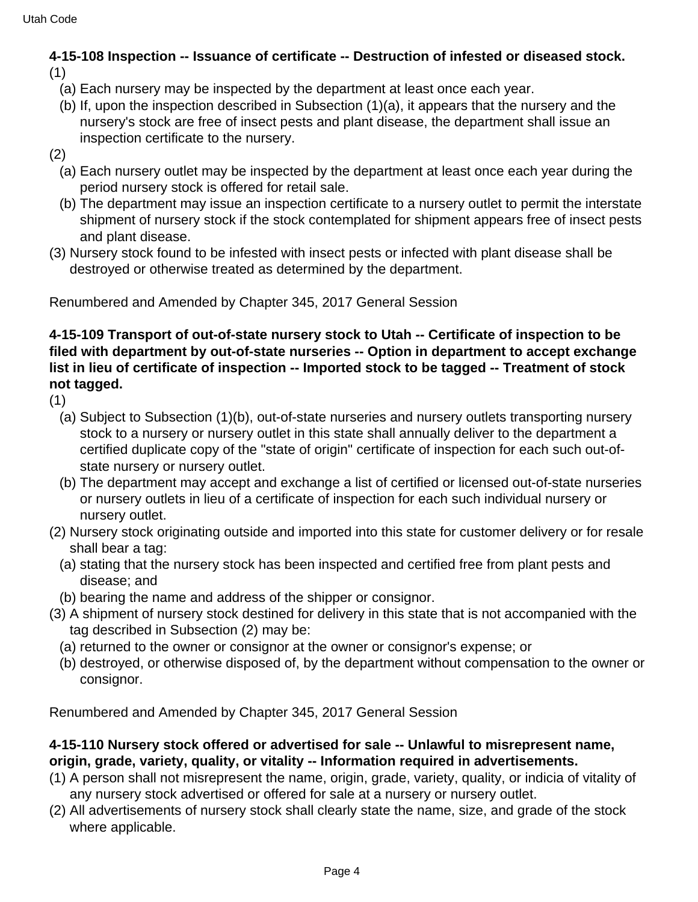**4-15-108 Inspection -- Issuance of certificate -- Destruction of infested or diseased stock.**

(1)

(a) Each nursery may be inspected by the department at least once each year.

(b) If, upon the inspection described in Subsection (1)(a), it appears that the nursery and the nursery's stock are free of insect pests and plant disease, the department shall issue an inspection certificate to the nursery.

(2)

(a) Each nursery outlet may be inspected by the department at least once each year during the period nursery stock is offered for retail sale.

(b) The department may issue an inspection certificate to a nursery outlet to permit the interstate shipment of nursery stock if the stock contemplated for shipment appears free of insect pests and plant disease.

(3) Nursery stock found to be infested with insect pests or infected with plant disease shall be destroyed or otherwise treated as determined by the department.

Renumbered and Amended by Chapter 345, 2017 General Session

**4-15-109 Transport of out-of-state nursery stock to Utah -- Certificate of inspection to be filed with department by out-of-state nurseries -- Option in department to accept exchange list in lieu of certificate of inspection -- Imported stock to be tagged -- Treatment of stock not tagged.**

(1)

(a) Subject to Subsection (1)(b), out-of-state nurseries and nursery outlets transporting nursery stock to a nursery or nursery outlet in this state shall annually deliver to the department a certified duplicate copy of the "state of origin" certificate of inspection for each such out-of-state nursery or nursery outlet.

(b) The department may accept and exchange a list of certified or licensed out-of-state nurseries or nursery outlets in lieu of a certificate of inspection for each such individual nursery or nursery outlet.

(2) Nursery stock originating outside and imported into this state for customer delivery or for resale shall bear a tag:

(a) stating that the nursery stock has been inspected and certified free from plant pests and disease; and

(b) bearing the name and address of the shipper or consignor.

(3) A shipment of nursery stock destined for delivery in this state that is not accompanied with the tag described in Subsection (2) may be:

(a) returned to the owner or consignor at the owner or consignor's expense; or

(b) destroyed, or otherwise disposed of, by the department without compensation to the owner or consignor.

Renumbered and Amended by Chapter 345, 2017 General Session

**4-15-110 Nursery stock offered or advertised for sale -- Unlawful to misrepresent name, origin, grade, variety, quality, or vitality -- Information required in advertisements.**

(1) A person shall not misrepresent the name, origin, grade, variety, quality, or indicia of vitality of any nursery stock advertised or offered for sale at a nursery or nursery outlet.

(2) All advertisements of nursery stock shall clearly state the name, size, and grade of the stock where applicable.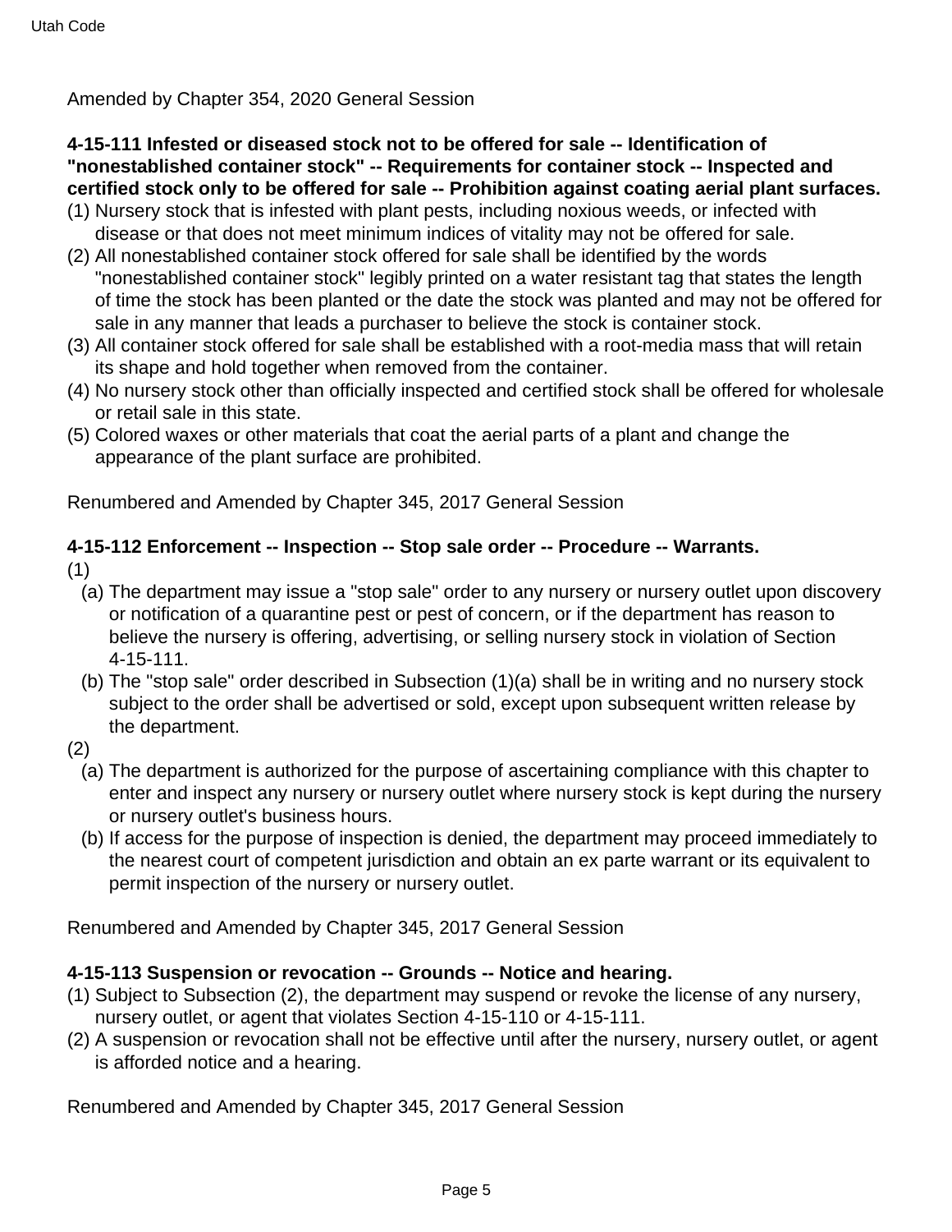Amended by Chapter 354, 2020 General Session

**4-15-111 Infested or diseased stock not to be offered for sale -- Identification of "nonestablished container stock" -- Requirements for container stock -- Inspected and certified stock only to be offered for sale -- Prohibition against coating aerial plant surfaces.**

(1) Nursery stock that is infested with plant pests, including noxious weeds, or infected with disease or that does not meet minimum indices of vitality may not be offered for sale.

(2) All nonestablished container stock offered for sale shall be identified by the words "nonestablished container stock" legibly printed on a water resistant tag that states the length of time the stock has been planted or the date the stock was planted and may not be offered for sale in any manner that leads a purchaser to believe the stock is container stock.

(3) All container stock offered for sale shall be established with a root-media mass that will retain its shape and hold together when removed from the container.

(4) No nursery stock other than officially inspected and certified stock shall be offered for wholesale or retail sale in this state.

(5) Colored waxes or other materials that coat the aerial parts of a plant and change the appearance of the plant surface are prohibited.

Renumbered and Amended by Chapter 345, 2017 General Session

**4-15-112 Enforcement -- Inspection -- Stop sale order -- Procedure -- Warrants.**

(1)

(a) The department may issue a "stop sale" order to any nursery or nursery outlet upon discovery or notification of a quarantine pest or pest of concern, or if the department has reason to believe the nursery is offering, advertising, or selling nursery stock in violation of Section 4-15-111.

(b) The "stop sale" order described in Subsection (1)(a) shall be in writing and no nursery stock subject to the order shall be advertised or sold, except upon subsequent written release by the department.

(2)

(a) The department is authorized for the purpose of ascertaining compliance with this chapter to enter and inspect any nursery or nursery outlet where nursery stock is kept during the nursery or nursery outlet's business hours.

(b) If access for the purpose of inspection is denied, the department may proceed immediately to the nearest court of competent jurisdiction and obtain an ex parte warrant or its equivalent to permit inspection of the nursery or nursery outlet.

Renumbered and Amended by Chapter 345, 2017 General Session

**4-15-113 Suspension or revocation -- Grounds -- Notice and hearing.**

(1) Subject to Subsection (2), the department may suspend or revoke the license of any nursery, nursery outlet, or agent that violates Section 4-15-110 or 4-15-111.

(2) A suspension or revocation shall not be effective until after the nursery, nursery outlet, or agent is afforded notice and a hearing.

Renumbered and Amended by Chapter 345, 2017 General Session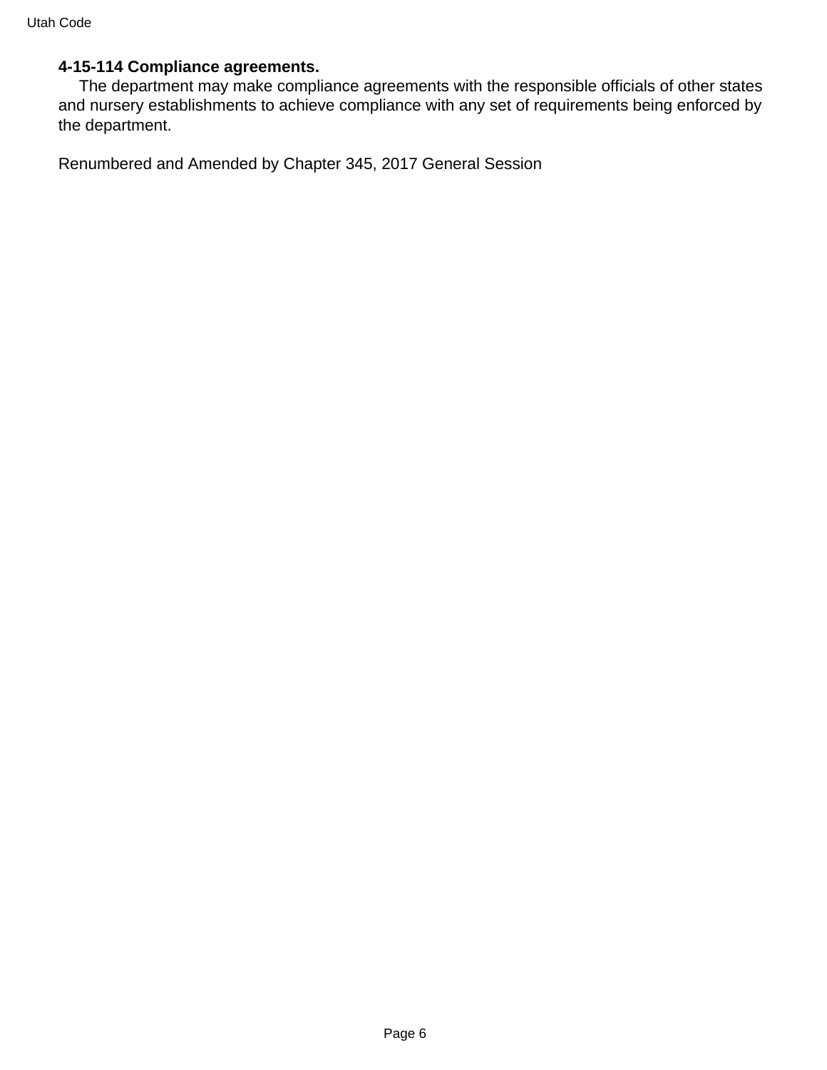**4-15-114 Compliance agreements.**

The department may make compliance agreements with the responsible officials of other states and nursery establishments to achieve compliance with any set of requirements being enforced by the department.

Renumbered and Amended by Chapter 345, 2017 General Session